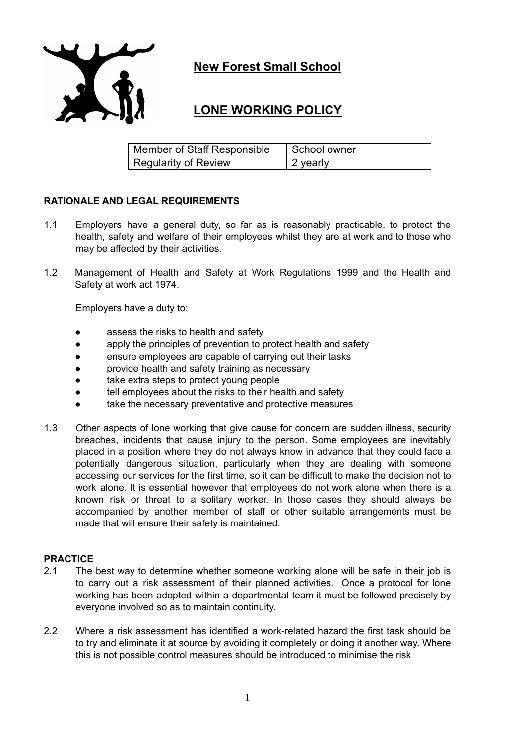# New Forest Small School

# LONE WORKING POLICY

| Member of Staff Responsible | School owner |
|---|---|
| Regularity of Review | 2 yearly |

## RATIONALE AND LEGAL REQUIREMENTS

1.1 Employers have a general duty, so far as is reasonably practicable, to protect the health, safety and welfare of their employees whilst they are at work and to those who may be affected by their activities.

1.2 Management of Health and Safety at Work Regulations 1999 and the Health and Safety at work act 1974.

Employers have a duty to:

- assess the risks to health and safety
- apply the principles of prevention to protect health and safety
- ensure employees are capable of carrying out their tasks
- provide health and safety training as necessary
- take extra steps to protect young people
- tell employees about the risks to their health and safety
- take the necessary preventative and protective measures

1.3 Other aspects of lone working that give cause for concern are sudden illness, security breaches, incidents that cause injury to the person. Some employees are inevitably placed in a position where they do not always know in advance that they could face a potentially dangerous situation, particularly when they are dealing with someone accessing our services for the first time, so it can be difficult to make the decision not to work alone. It is essential however that employees do not work alone when there is a known risk or threat to a solitary worker. In those cases they should always be accompanied by another member of staff or other suitable arrangements must be made that will ensure their safety is maintained.

## PRACTICE

2.1 The best way to determine whether someone working alone will be safe in their job is to carry out a risk assessment of their planned activities. Once a protocol for lone working has been adopted within a departmental team it must be followed precisely by everyone involved so as to maintain continuity.

2.2 Where a risk assessment has identified a work-related hazard the first task should be to try and eliminate it at source by avoiding it completely or doing it another way. Where this is not possible control measures should be introduced to minimise the risk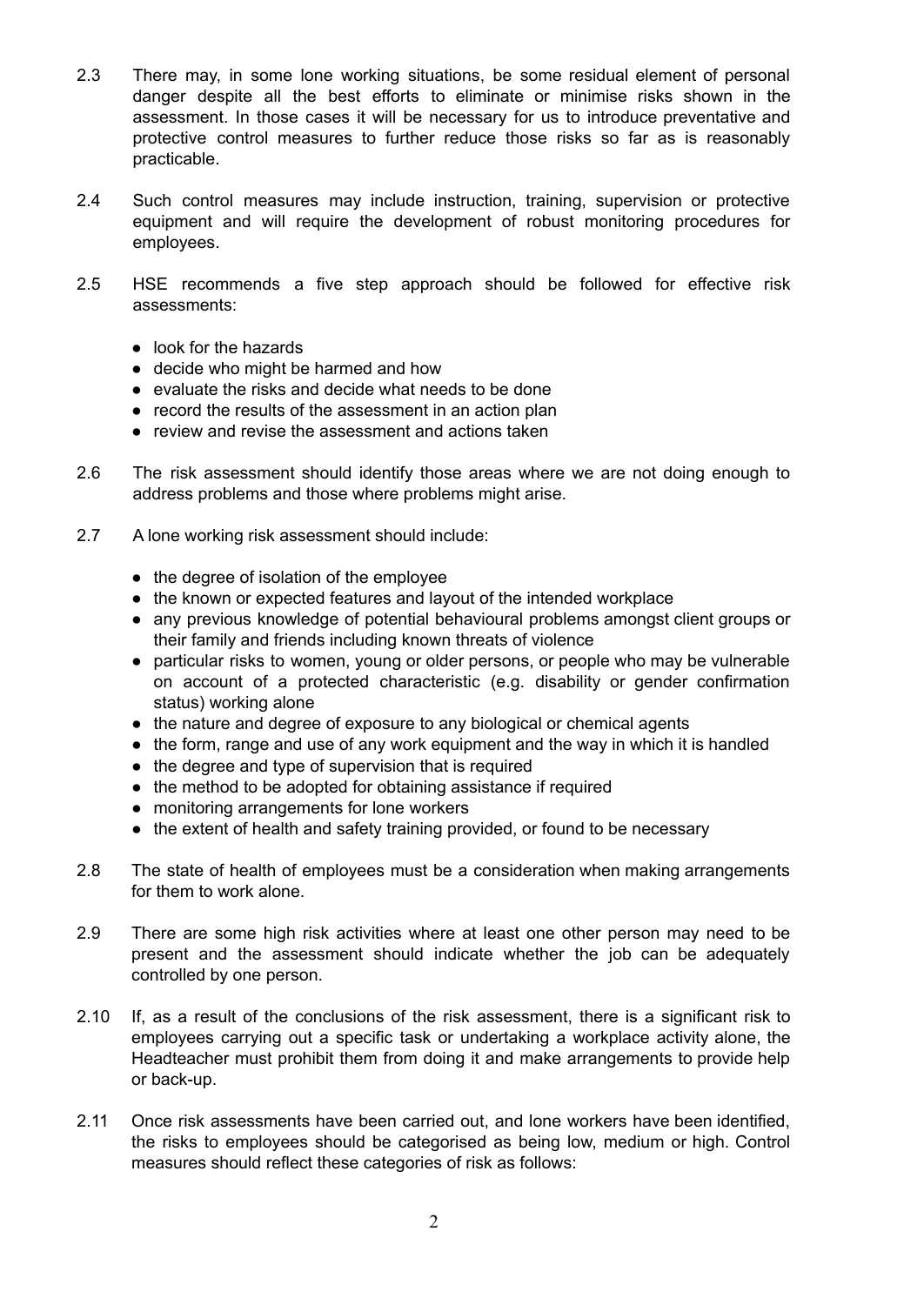2.3 There may, in some lone working situations, be some residual element of personal danger despite all the best efforts to eliminate or minimise risks shown in the assessment. In those cases it will be necessary for us to introduce preventative and protective control measures to further reduce those risks so far as is reasonably practicable.

2.4 Such control measures may include instruction, training, supervision or protective equipment and will require the development of robust monitoring procedures for employees.

2.5 HSE recommends a five step approach should be followed for effective risk assessments:

- look for the hazards
- decide who might be harmed and how
- evaluate the risks and decide what needs to be done
- record the results of the assessment in an action plan
- review and revise the assessment and actions taken

2.6 The risk assessment should identify those areas where we are not doing enough to address problems and those where problems might arise.

2.7 A lone working risk assessment should include:

- the degree of isolation of the employee
- the known or expected features and layout of the intended workplace
- any previous knowledge of potential behavioural problems amongst client groups or their family and friends including known threats of violence
- particular risks to women, young or older persons, or people who may be vulnerable on account of a protected characteristic (e.g. disability or gender confirmation status) working alone
- the nature and degree of exposure to any biological or chemical agents
- the form, range and use of any work equipment and the way in which it is handled
- the degree and type of supervision that is required
- the method to be adopted for obtaining assistance if required
- monitoring arrangements for lone workers
- the extent of health and safety training provided, or found to be necessary

2.8 The state of health of employees must be a consideration when making arrangements for them to work alone.

2.9 There are some high risk activities where at least one other person may need to be present and the assessment should indicate whether the job can be adequately controlled by one person.

2.10 If, as a result of the conclusions of the risk assessment, there is a significant risk to employees carrying out a specific task or undertaking a workplace activity alone, the Headteacher must prohibit them from doing it and make arrangements to provide help or back-up.

2.11 Once risk assessments have been carried out, and lone workers have been identified, the risks to employees should be categorised as being low, medium or high. Control measures should reflect these categories of risk as follows: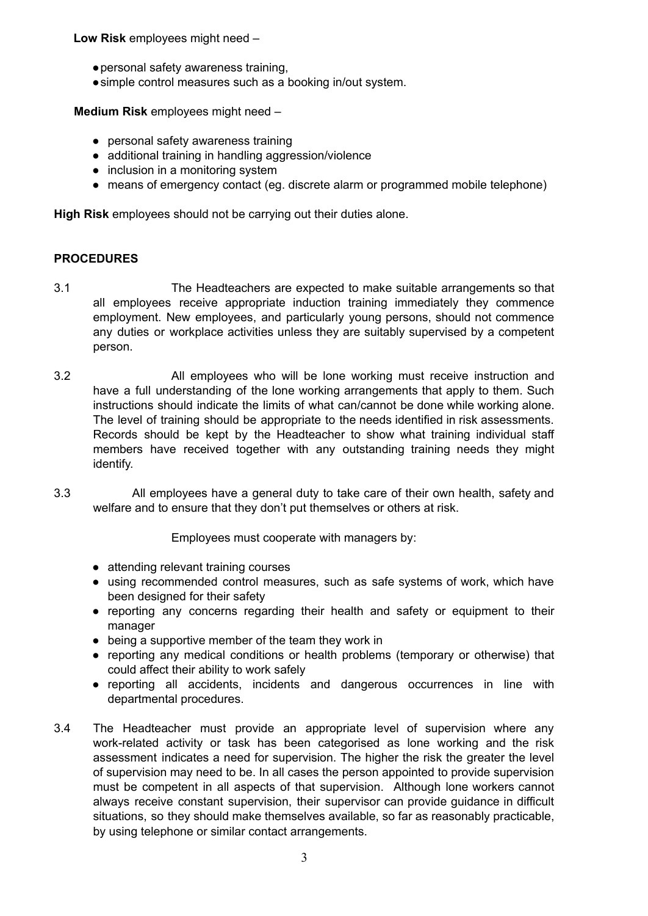**Low Risk** employees might need –

- personal safety awareness training,
- simple control measures such as a booking in/out system.

**Medium Risk** employees might need –

- personal safety awareness training
- additional training in handling aggression/violence
- inclusion in a monitoring system
- means of emergency contact (eg. discrete alarm or programmed mobile telephone)

**High Risk** employees should not be carrying out their duties alone.

## PROCEDURES

3.1 The Headteachers are expected to make suitable arrangements so that all employees receive appropriate induction training immediately they commence employment. New employees, and particularly young persons, should not commence any duties or workplace activities unless they are suitably supervised by a competent person.

3.2 All employees who will be lone working must receive instruction and have a full understanding of the lone working arrangements that apply to them. Such instructions should indicate the limits of what can/cannot be done while working alone. The level of training should be appropriate to the needs identified in risk assessments. Records should be kept by the Headteacher to show what training individual staff members have received together with any outstanding training needs they might identify.

3.3 All employees have a general duty to take care of their own health, safety and welfare and to ensure that they don't put themselves or others at risk.

Employees must cooperate with managers by:

- attending relevant training courses
- using recommended control measures, such as safe systems of work, which have been designed for their safety
- reporting any concerns regarding their health and safety or equipment to their manager
- being a supportive member of the team they work in
- reporting any medical conditions or health problems (temporary or otherwise) that could affect their ability to work safely
- reporting all accidents, incidents and dangerous occurrences in line with departmental procedures.

3.4 The Headteacher must provide an appropriate level of supervision where any work-related activity or task has been categorised as lone working and the risk assessment indicates a need for supervision. The higher the risk the greater the level of supervision may need to be. In all cases the person appointed to provide supervision must be competent in all aspects of that supervision. Although lone workers cannot always receive constant supervision, their supervisor can provide guidance in difficult situations, so they should make themselves available, so far as reasonably practicable, by using telephone or similar contact arrangements.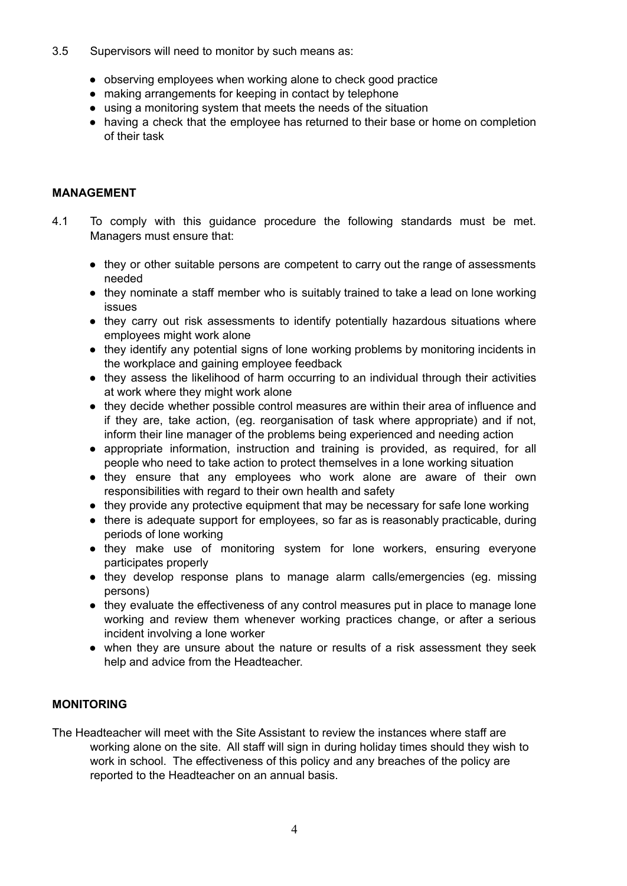3.5 Supervisors will need to monitor by such means as:

- observing employees when working alone to check good practice
- making arrangements for keeping in contact by telephone
- using a monitoring system that meets the needs of the situation
- having a check that the employee has returned to their base or home on completion of their task

## MANAGEMENT

4.1 To comply with this guidance procedure the following standards must be met. Managers must ensure that:

- they or other suitable persons are competent to carry out the range of assessments needed
- they nominate a staff member who is suitably trained to take a lead on lone working issues
- they carry out risk assessments to identify potentially hazardous situations where employees might work alone
- they identify any potential signs of lone working problems by monitoring incidents in the workplace and gaining employee feedback
- they assess the likelihood of harm occurring to an individual through their activities at work where they might work alone
- they decide whether possible control measures are within their area of influence and if they are, take action, (eg. reorganisation of task where appropriate) and if not, inform their line manager of the problems being experienced and needing action
- appropriate information, instruction and training is provided, as required, for all people who need to take action to protect themselves in a lone working situation
- they ensure that any employees who work alone are aware of their own responsibilities with regard to their own health and safety
- they provide any protective equipment that may be necessary for safe lone working
- there is adequate support for employees, so far as is reasonably practicable, during periods of lone working
- they make use of monitoring system for lone workers, ensuring everyone participates properly
- they develop response plans to manage alarm calls/emergencies (eg. missing persons)
- they evaluate the effectiveness of any control measures put in place to manage lone working and review them whenever working practices change, or after a serious incident involving a lone worker
- when they are unsure about the nature or results of a risk assessment they seek help and advice from the Headteacher.

## MONITORING

The Headteacher will meet with the Site Assistant to review the instances where staff are working alone on the site. All staff will sign in during holiday times should they wish to work in school. The effectiveness of this policy and any breaches of the policy are reported to the Headteacher on an annual basis.